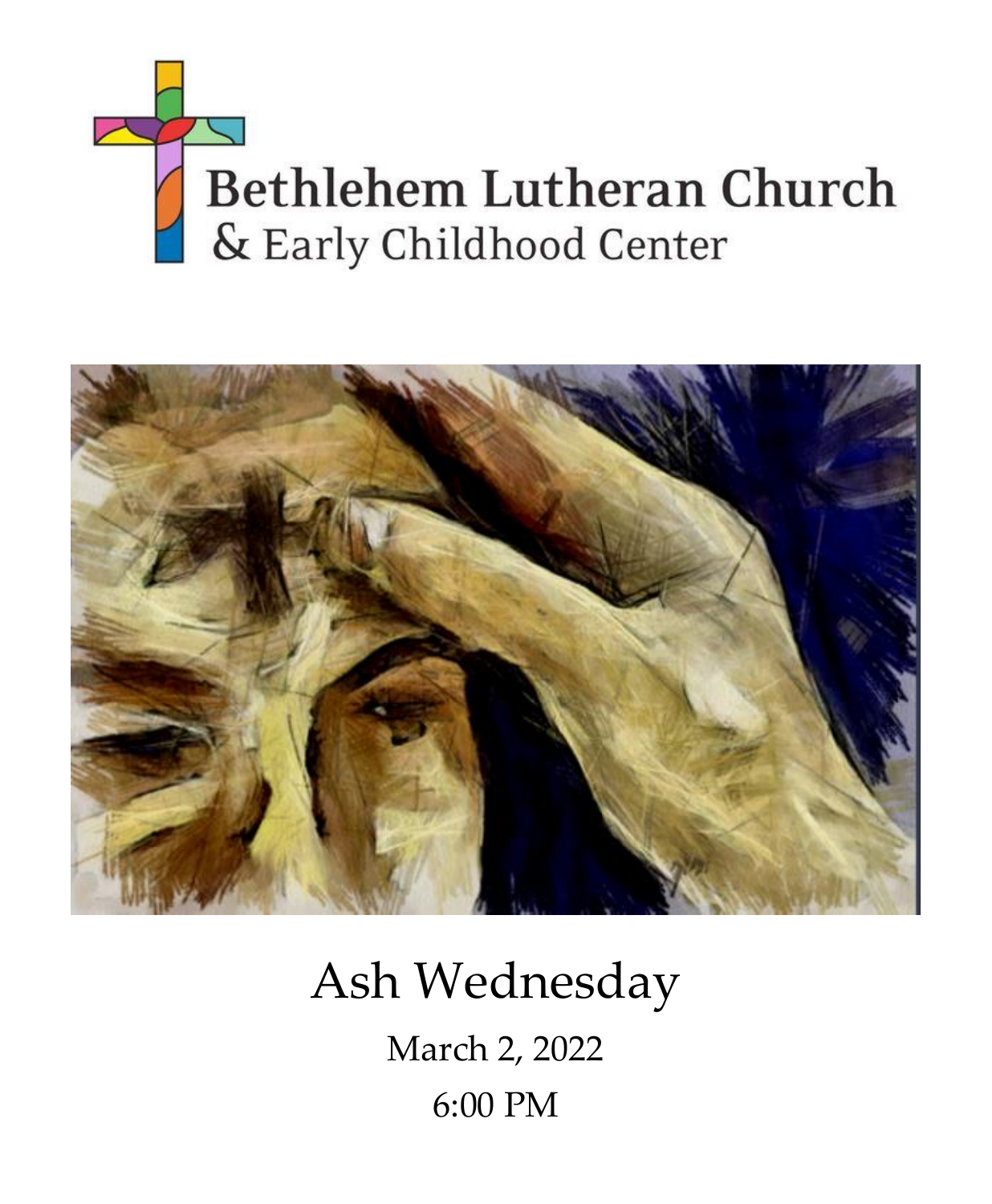# Bethlehem Lutheran Church
## & Early Childhood Center

# Ash Wednesday

March 2, 2022

6:00 PM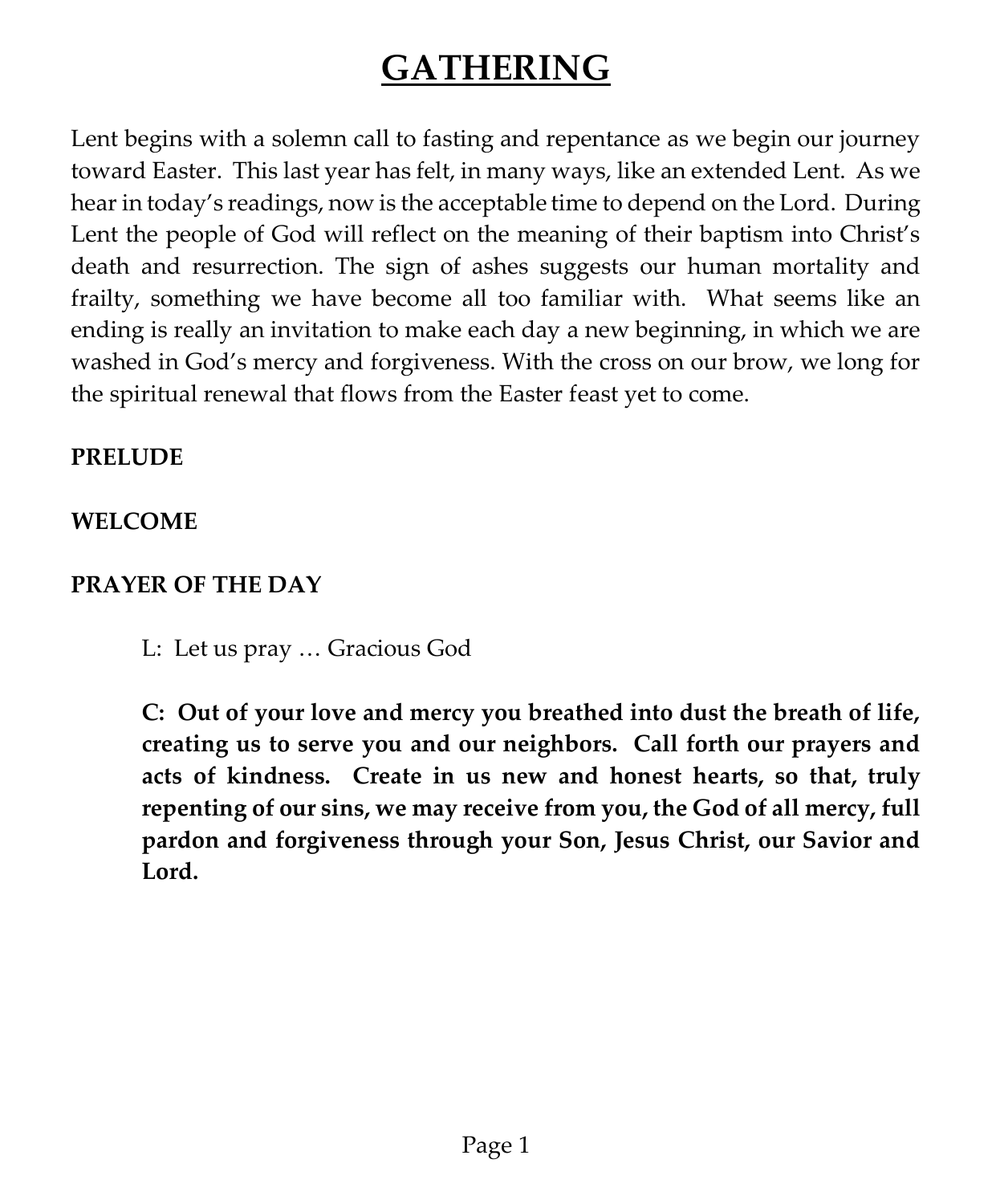# GATHERING

Lent begins with a solemn call to fasting and repentance as we begin our journey toward Easter. This last year has felt, in many ways, like an extended Lent. As we hear in today's readings, now is the acceptable time to depend on the Lord. During Lent the people of God will reflect on the meaning of their baptism into Christ's death and resurrection. The sign of ashes suggests our human mortality and frailty, something we have become all too familiar with. What seems like an ending is really an invitation to make each day a new beginning, in which we are washed in God's mercy and forgiveness. With the cross on our brow, we long for the spiritual renewal that flows from the Easter feast yet to come.

**PRELUDE**

**WELCOME**

**PRAYER OF THE DAY**

L: Let us pray … Gracious God

**C: Out of your love and mercy you breathed into dust the breath of life, creating us to serve you and our neighbors. Call forth our prayers and acts of kindness. Create in us new and honest hearts, so that, truly repenting of our sins, we may receive from you, the God of all mercy, full pardon and forgiveness through your Son, Jesus Christ, our Savior and Lord.**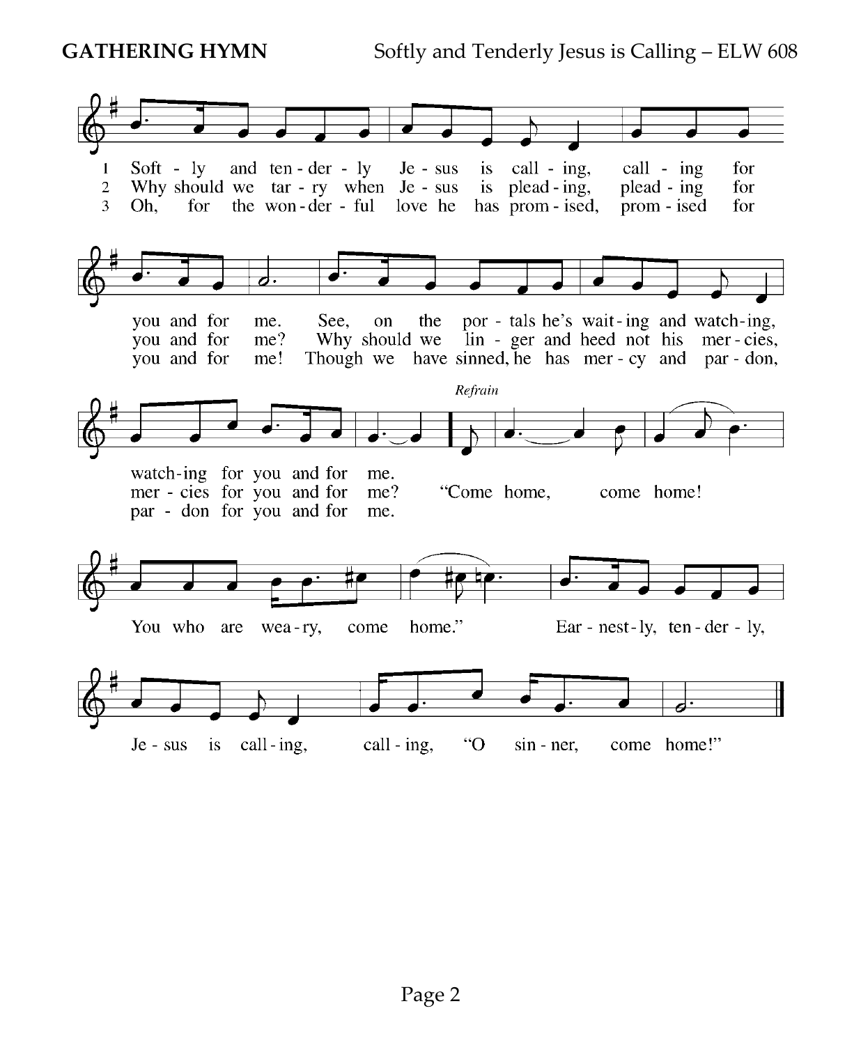**GATHERING HYMN** Softly and Tenderly Jesus is Calling – ELW 608

1 Softly and tenderly Jesus is calling, calling for you and for me. See, on the portals he's waiting and watching, watching for you and for me.

2 Why should we tarry when Jesus is pleading, pleading for you and for me? Why should we linger and heed not his mercies, mercies for you and for me?

3 Oh, for the wonderful love he has promised, promised for you and for me! Though we have sinned, he has mercy and pardon, pardon for you and for me.

*Refrain*

"Come home, come home! You who are weary, come home." Earnestly, tenderly, Jesus is calling, calling, "O sinner, come home!"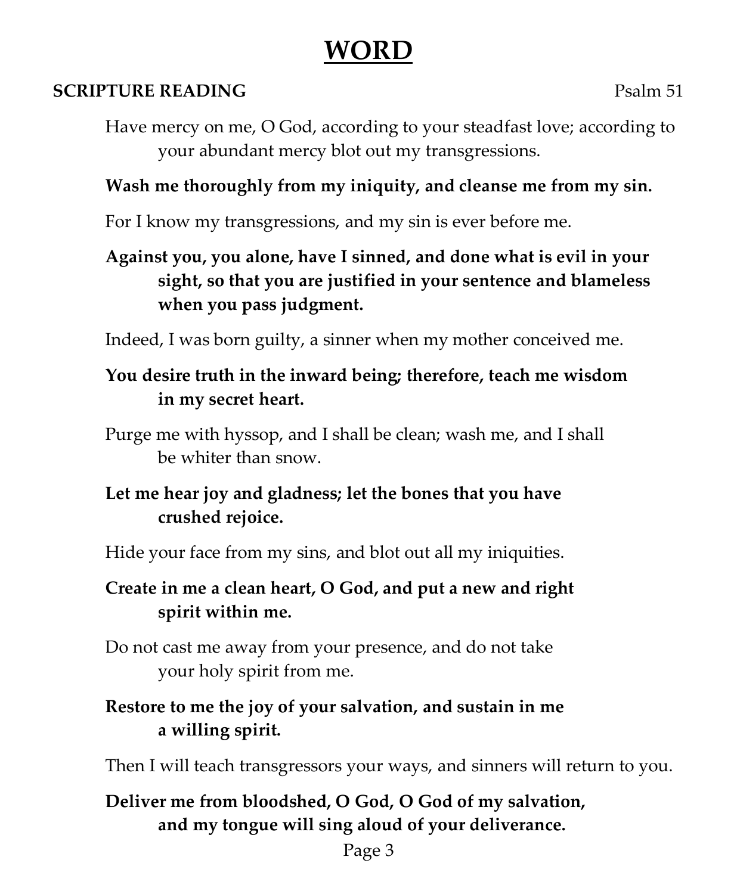# WORD

**SCRIPTURE READING** Psalm 51

Have mercy on me, O God, according to your steadfast love; according to your abundant mercy blot out my transgressions.

**Wash me thoroughly from my iniquity, and cleanse me from my sin.**

For I know my transgressions, and my sin is ever before me.

**Against you, you alone, have I sinned, and done what is evil in your sight, so that you are justified in your sentence and blameless when you pass judgment.**

Indeed, I was born guilty, a sinner when my mother conceived me.

**You desire truth in the inward being; therefore, teach me wisdom in my secret heart.**

Purge me with hyssop, and I shall be clean; wash me, and I shall be whiter than snow.

**Let me hear joy and gladness; let the bones that you have crushed rejoice.**

Hide your face from my sins, and blot out all my iniquities.

**Create in me a clean heart, O God, and put a new and right spirit within me.**

Do not cast me away from your presence, and do not take your holy spirit from me.

**Restore to me the joy of your salvation, and sustain in me a willing spirit.**

Then I will teach transgressors your ways, and sinners will return to you.

**Deliver me from bloodshed, O God, O God of my salvation, and my tongue will sing aloud of your deliverance.**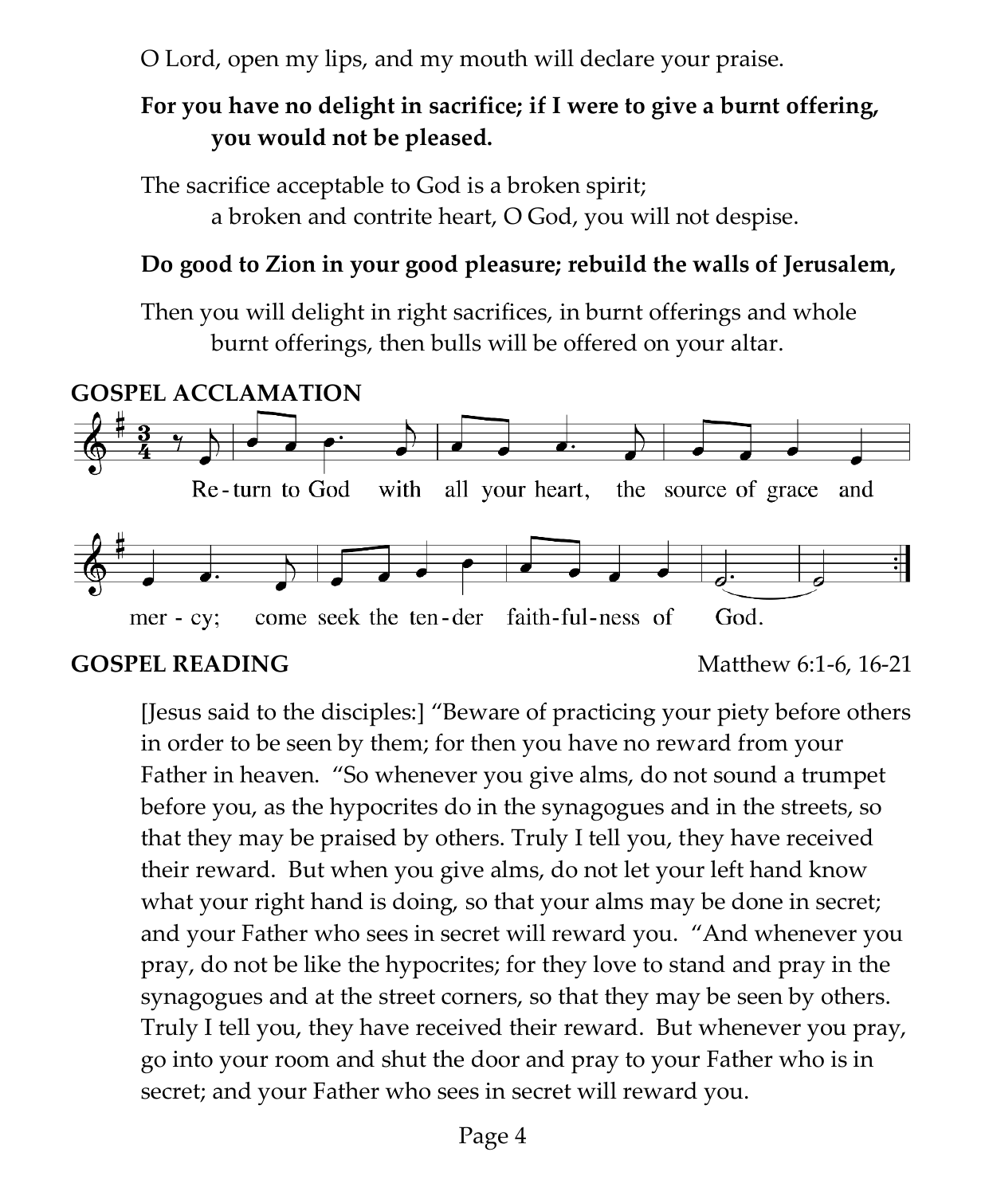O Lord, open my lips, and my mouth will declare your praise.

**For you have no delight in sacrifice; if I were to give a burnt offering, you would not be pleased.**

The sacrifice acceptable to God is a broken spirit;
a broken and contrite heart, O God, you will not despise.

**Do good to Zion in your good pleasure; rebuild the walls of Jerusalem,**

Then you will delight in right sacrifices, in burnt offerings and whole burnt offerings, then bulls will be offered on your altar.

**GOSPEL ACCLAMATION**

Re-turn to God with all your heart, the source of grace and mer - cy; come seek the ten-der faith-ful-ness of God.

**GOSPEL READING** Matthew 6:1-6, 16-21

[Jesus said to the disciples:] "Beware of practicing your piety before others in order to be seen by them; for then you have no reward from your Father in heaven. "So whenever you give alms, do not sound a trumpet before you, as the hypocrites do in the synagogues and in the streets, so that they may be praised by others. Truly I tell you, they have received their reward. But when you give alms, do not let your left hand know what your right hand is doing, so that your alms may be done in secret; and your Father who sees in secret will reward you. "And whenever you pray, do not be like the hypocrites; for they love to stand and pray in the synagogues and at the street corners, so that they may be seen by others. Truly I tell you, they have received their reward. But whenever you pray, go into your room and shut the door and pray to your Father who is in secret; and your Father who sees in secret will reward you.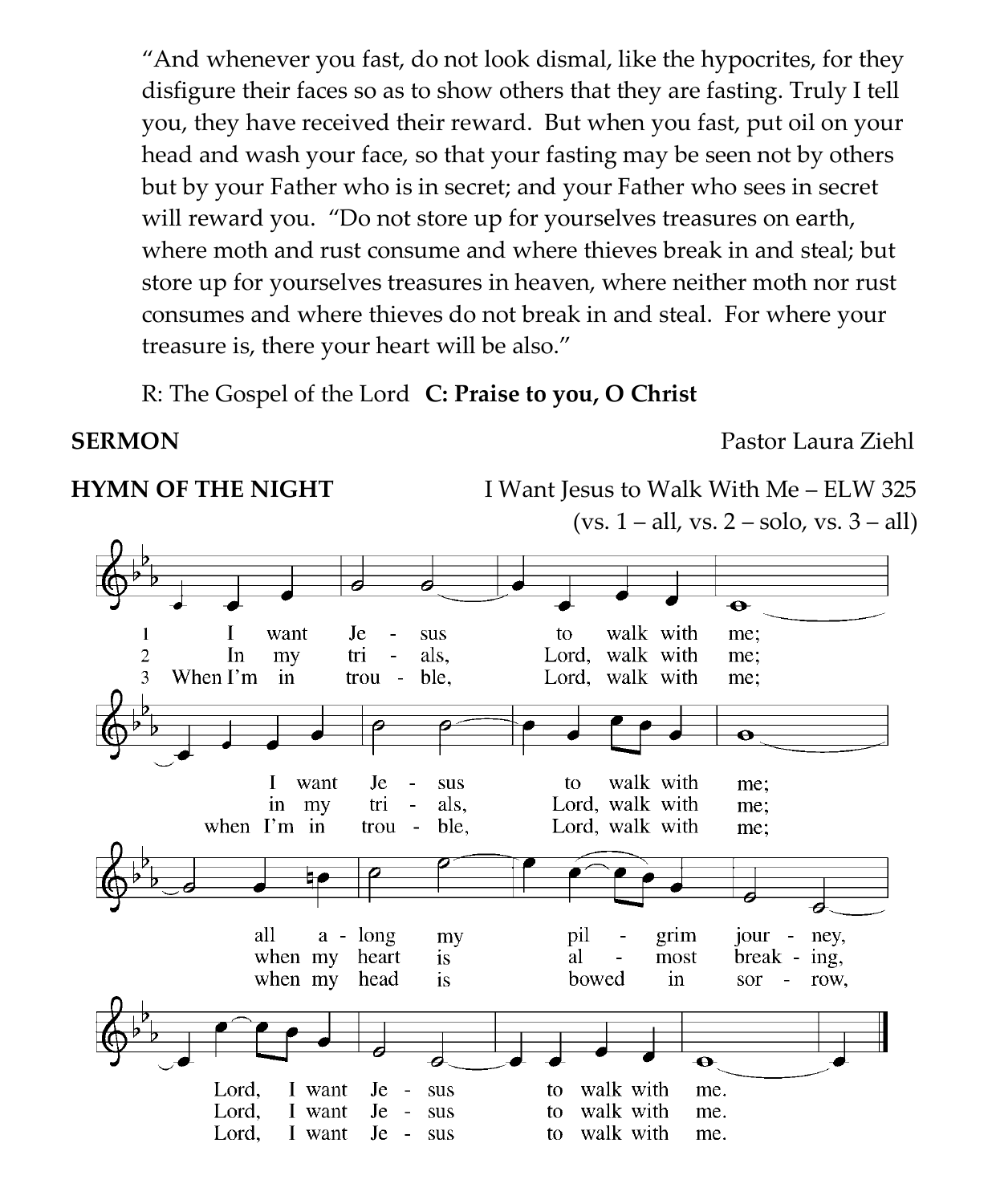"And whenever you fast, do not look dismal, like the hypocrites, for they disfigure their faces so as to show others that they are fasting. Truly I tell you, they have received their reward. But when you fast, put oil on your head and wash your face, so that your fasting may be seen not by others but by your Father who is in secret; and your Father who sees in secret will reward you. "Do not store up for yourselves treasures on earth, where moth and rust consume and where thieves break in and steal; but store up for yourselves treasures in heaven, where neither moth nor rust consumes and where thieves do not break in and steal. For where your treasure is, there your heart will be also."

R: The Gospel of the Lord **C: Praise to you, O Christ**

**SERMON** Pastor Laura Ziehl

**HYMN OF THE NIGHT** I Want Jesus to Walk With Me – ELW 325
(vs. 1 – all, vs. 2 – solo, vs. 3 – all)

1 I want Jesus to walk with me; I want Jesus to walk with me; all along my pilgrim journey, Lord, I want Jesus to walk with me.

2 In my trials, Lord, walk with me; in my trials, Lord, walk with me; when my heart is almost breaking, Lord, I want Jesus to walk with me.

3 When I'm in trouble, Lord, walk with me; when I'm in trouble, Lord, walk with me; when my head is bowed in sorrow, Lord, I want Jesus to walk with me.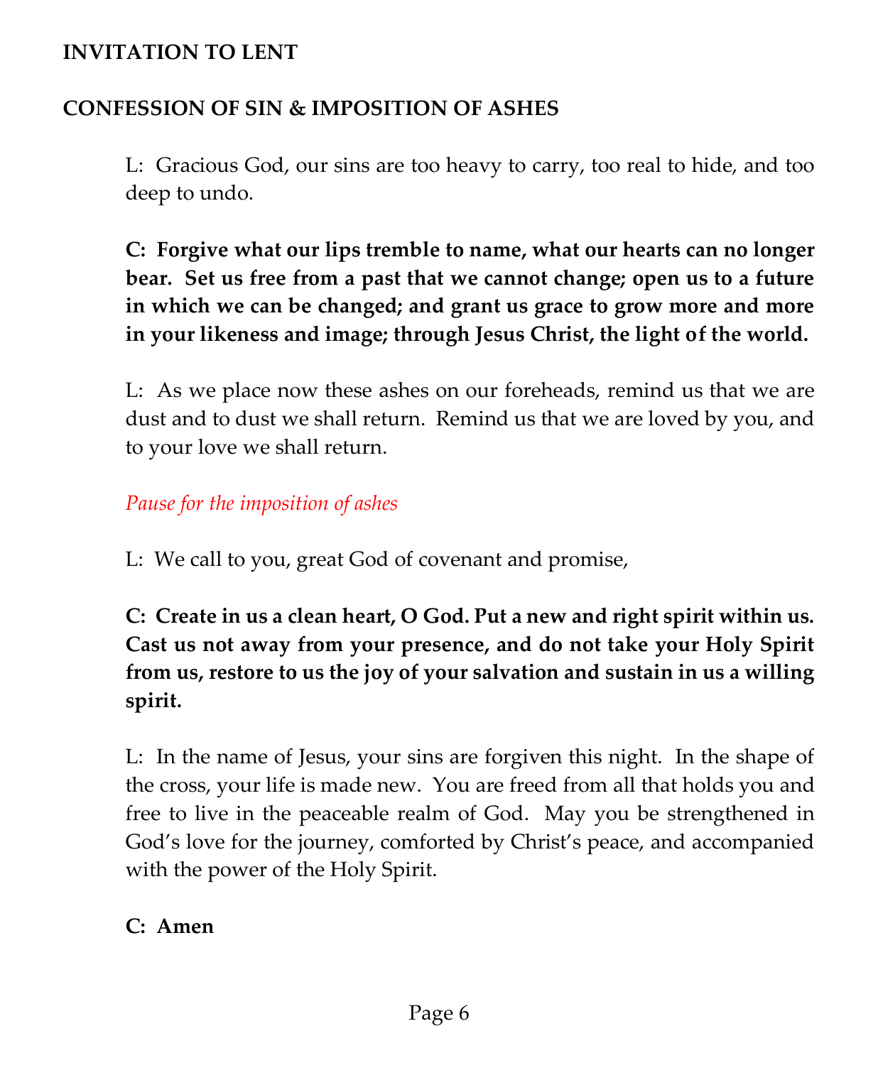**INVITATION TO LENT**

**CONFESSION OF SIN & IMPOSITION OF ASHES**

L: Gracious God, our sins are too heavy to carry, too real to hide, and too deep to undo.

**C: Forgive what our lips tremble to name, what our hearts can no longer bear. Set us free from a past that we cannot change; open us to a future in which we can be changed; and grant us grace to grow more and more in your likeness and image; through Jesus Christ, the light of the world.**

L: As we place now these ashes on our foreheads, remind us that we are dust and to dust we shall return. Remind us that we are loved by you, and to your love we shall return.

*Pause for the imposition of ashes*

L: We call to you, great God of covenant and promise,

**C: Create in us a clean heart, O God. Put a new and right spirit within us. Cast us not away from your presence, and do not take your Holy Spirit from us, restore to us the joy of your salvation and sustain in us a willing spirit.**

L: In the name of Jesus, your sins are forgiven this night. In the shape of the cross, your life is made new. You are freed from all that holds you and free to live in the peaceable realm of God. May you be strengthened in God's love for the journey, comforted by Christ's peace, and accompanied with the power of the Holy Spirit.

**C: Amen**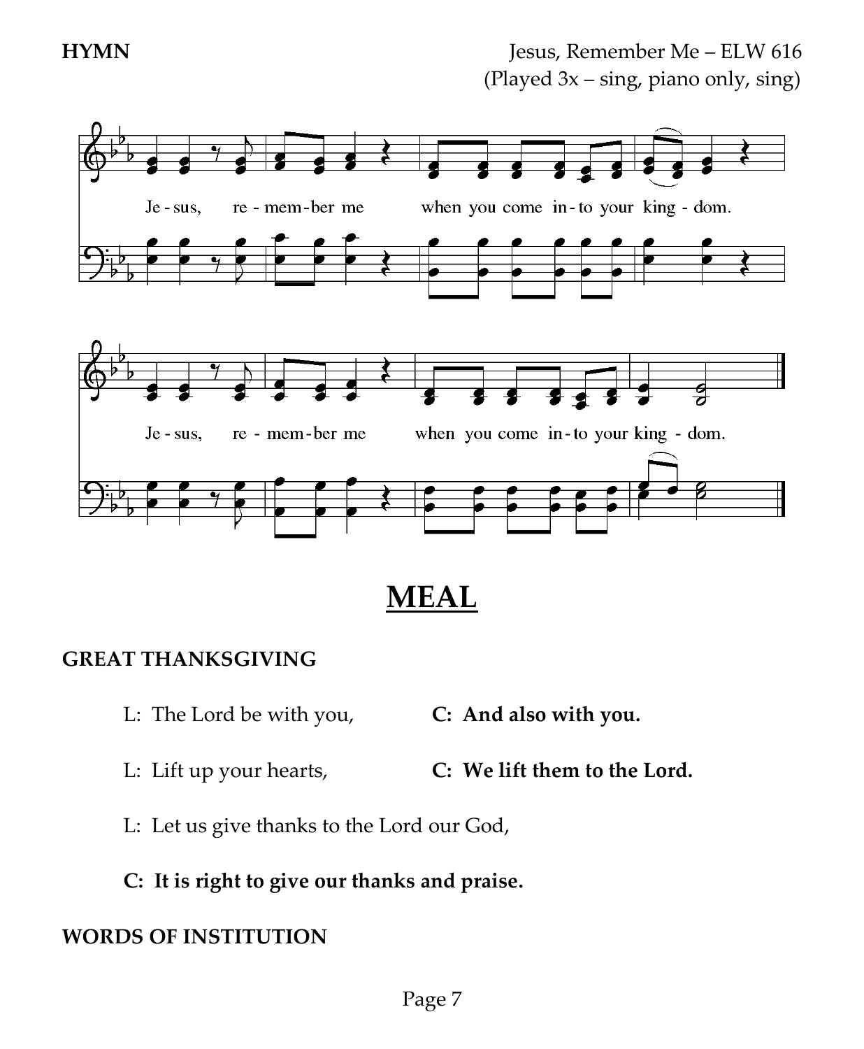**HYMN** Jesus, Remember Me – ELW 616
(Played 3x – sing, piano only, sing)

Je - sus, re - mem - ber me when you come in - to your king - dom.

Je - sus, re - mem - ber me when you come in - to your king - dom.

# MEAL

## GREAT THANKSGIVING

L: The Lord be with you, **C: And also with you.**

L: Lift up your hearts, **C: We lift them to the Lord.**

L: Let us give thanks to the Lord our God,

**C: It is right to give our thanks and praise.**

## WORDS OF INSTITUTION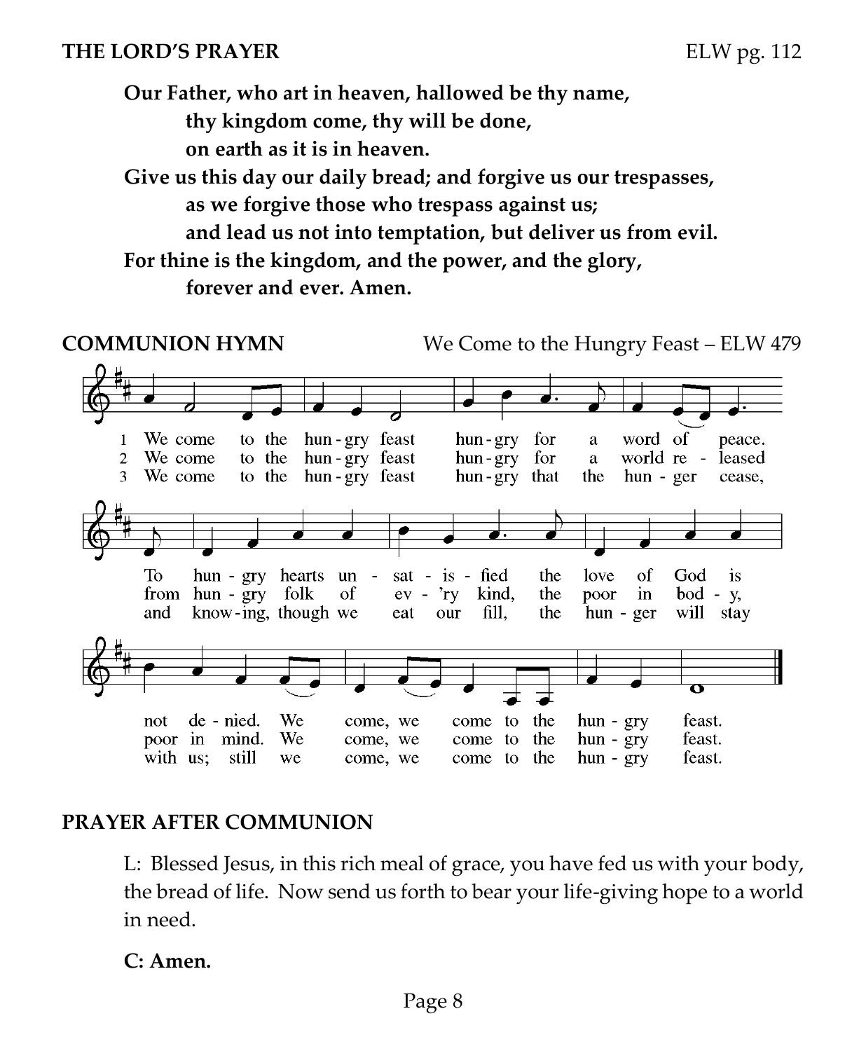**THE LORD'S PRAYER** ELW pg. 112

**Our Father, who art in heaven, hallowed be thy name,**
**thy kingdom come, thy will be done,**
**on earth as it is in heaven.**
**Give us this day our daily bread; and forgive us our trespasses,**
**as we forgive those who trespass against us;**
**and lead us not into temptation, but deliver us from evil.**
**For thine is the kingdom, and the power, and the glory,**
**forever and ever. Amen.**

**COMMUNION HYMN** We Come to the Hungry Feast – ELW 479

1 We come to the hungry feast hungry for a word of peace. To hungry hearts unsatisfied the love of God is not denied. We come, we come to the hungry feast.

2 We come to the hungry feast hungry for a world released from hungry folk of ev'ry kind, the poor in body, poor in mind. We come, we come to the hungry feast.

3 We come to the hungry feast hungry that the hunger cease, and knowing, though we eat our fill, the hunger will stay with us; still we come, we come to the hungry feast.

**PRAYER AFTER COMMUNION**

L: Blessed Jesus, in this rich meal of grace, you have fed us with your body, the bread of life. Now send us forth to bear your life-giving hope to a world in need.

**C: Amen.**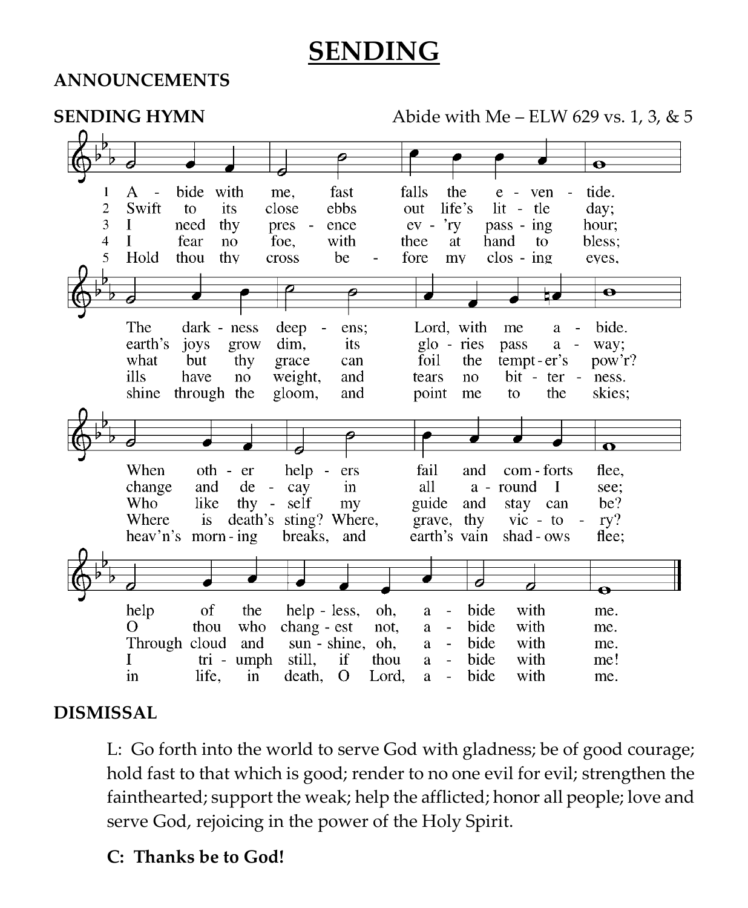# SENDING

**ANNOUNCEMENTS**

**SENDING HYMN** Abide with Me – ELW 629 vs. 1, 3, & 5

1 Abide with me, fast falls the eventide.
The darkness deepens; Lord, with me abide.
When other helpers fail and comforts flee,
help of the helpless, oh, abide with me.

2 Swift to its close ebbs out life's little day;
earth's joys grow dim, its glories pass away;
change and decay in all around I see;
O thou who changest not, abide with me.

3 I need thy presence every passing hour;
what but thy grace can foil the tempter's pow'r?
Who like thyself my guide and stay can be?
Through cloud and sunshine, oh, abide with me.

4 I fear no foe, with thee at hand to bless;
ills have no weight, and tears no bitterness.
Where is death's sting? Where, grave, thy victory?
I triumph still, if thou abide with me!

5 Hold thou thy cross before my closing eyes,
shine through the gloom, and point me to the skies;
heav'n's morning breaks, and earth's vain shadows flee;
in life, in death, O Lord, abide with me.

**DISMISSAL**

L: Go forth into the world to serve God with gladness; be of good courage; hold fast to that which is good; render to no one evil for evil; strengthen the fainthearted; support the weak; help the afflicted; honor all people; love and serve God, rejoicing in the power of the Holy Spirit.

**C: Thanks be to God!**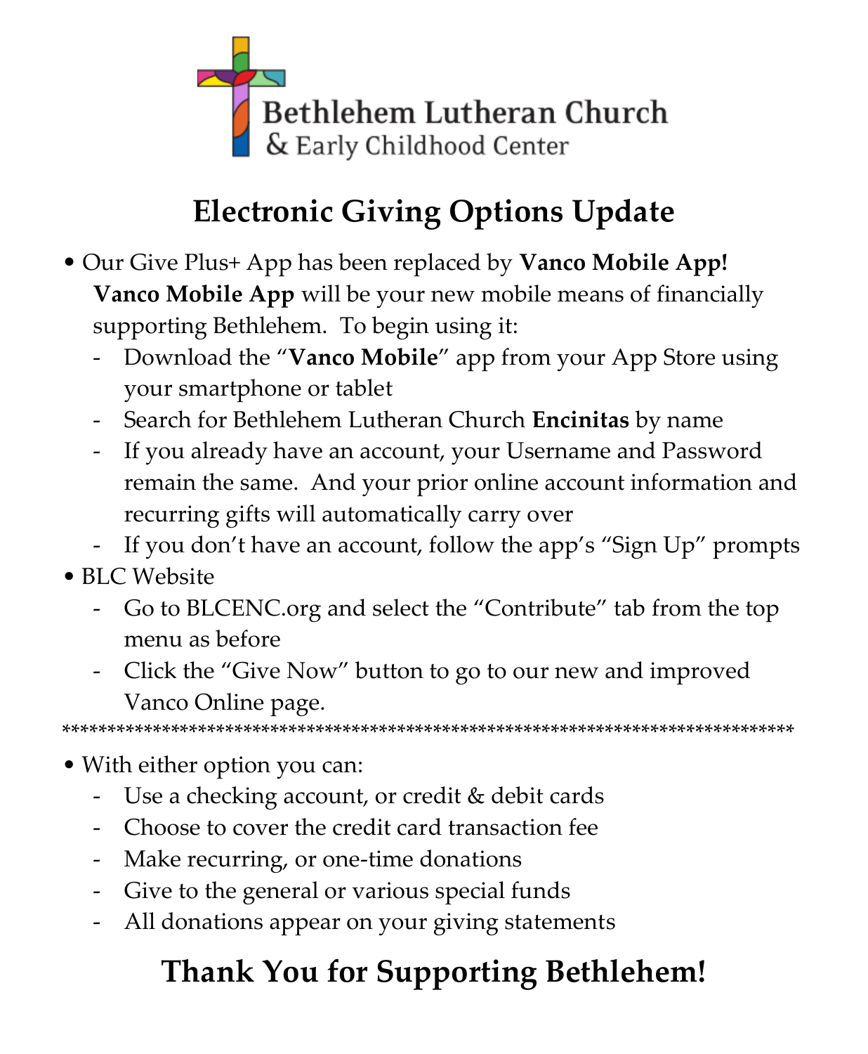Bethlehem Lutheran Church
& Early Childhood Center

# Electronic Giving Options Update

- Our Give Plus+ App has been replaced by **Vanco Mobile App!** **Vanco Mobile App** will be your new mobile means of financially supporting Bethlehem. To begin using it:
  - Download the "**Vanco Mobile**" app from your App Store using your smartphone or tablet
  - Search for Bethlehem Lutheran Church **Encinitas** by name
  - If you already have an account, your Username and Password remain the same. And your prior online account information and recurring gifts will automatically carry over
  - If you don't have an account, follow the app's "Sign Up" prompts
- BLC Website
  - Go to BLCENC.org and select the "Contribute" tab from the top menu as before
  - Click the "Give Now" button to go to our new and improved Vanco Online page.

******************************************************************************

- With either option you can:
  - Use a checking account, or credit & debit cards
  - Choose to cover the credit card transaction fee
  - Make recurring, or one-time donations
  - Give to the general or various special funds
  - All donations appear on your giving statements

# Thank You for Supporting Bethlehem!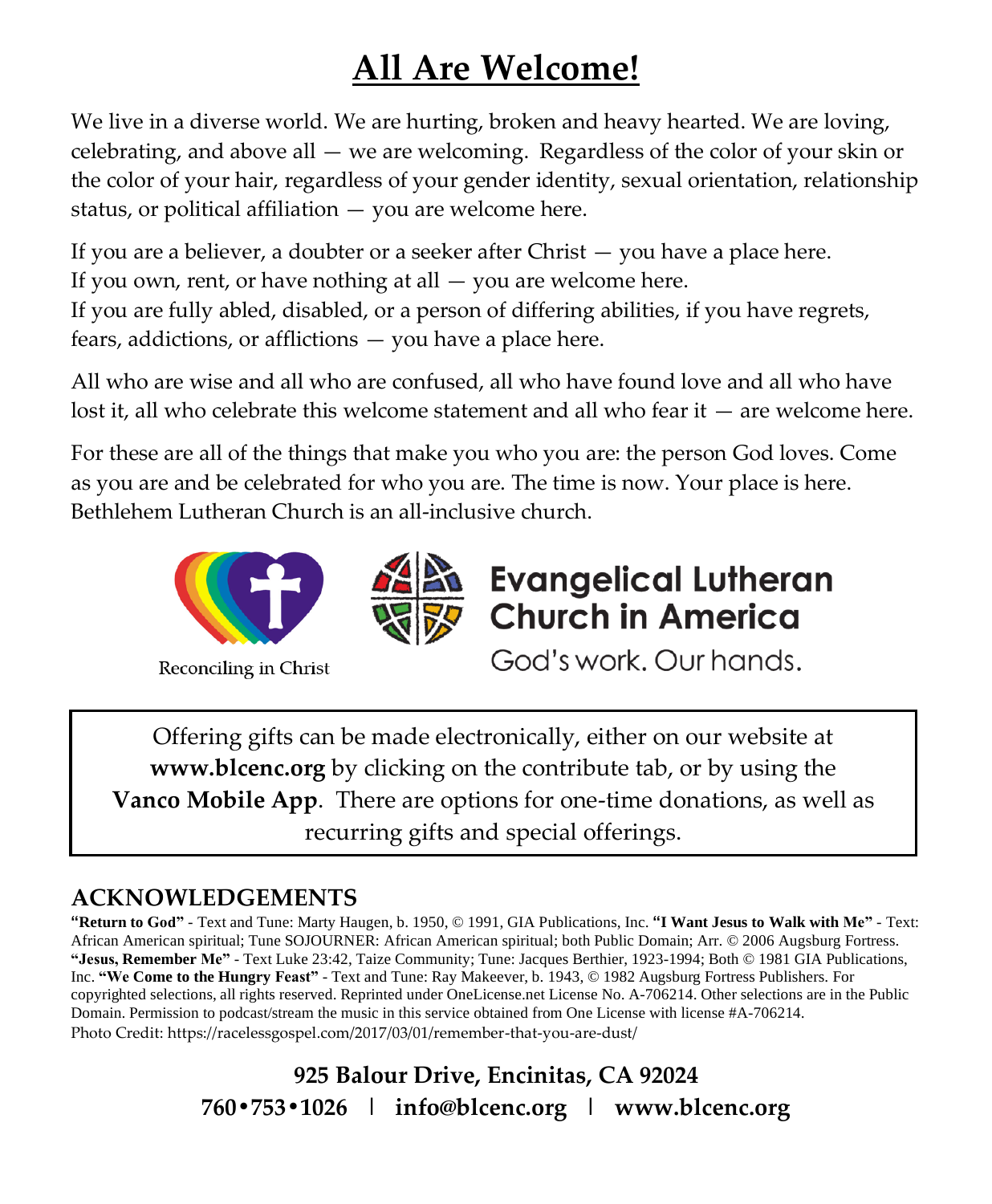# All Are Welcome!

We live in a diverse world. We are hurting, broken and heavy hearted. We are loving, celebrating, and above all — we are welcoming. Regardless of the color of your skin or the color of your hair, regardless of your gender identity, sexual orientation, relationship status, or political affiliation — you are welcome here.

If you are a believer, a doubter or a seeker after Christ — you have a place here.
If you own, rent, or have nothing at all — you are welcome here.
If you are fully abled, disabled, or a person of differing abilities, if you have regrets, fears, addictions, or afflictions — you have a place here.

All who are wise and all who are confused, all who have found love and all who have lost it, all who celebrate this welcome statement and all who fear it — are welcome here.

For these are all of the things that make you who you are: the person God loves. Come as you are and be celebrated for who you are. The time is now. Your place is here. Bethlehem Lutheran Church is an all-inclusive church.

Reconciling in Christ

Evangelical Lutheran Church in America
God's work. Our hands.

Offering gifts can be made electronically, either on our website at **www.blcenc.org** by clicking on the contribute tab, or by using the **Vanco Mobile App**. There are options for one-time donations, as well as recurring gifts and special offerings.

## ACKNOWLEDGEMENTS

**"Return to God"** - Text and Tune: Marty Haugen, b. 1950, © 1991, GIA Publications, Inc. **"I Want Jesus to Walk with Me"** - Text: African American spiritual; Tune SOJOURNER: African American spiritual; both Public Domain; Arr. © 2006 Augsburg Fortress. **"Jesus, Remember Me"** - Text Luke 23:42, Taize Community; Tune: Jacques Berthier, 1923-1994; Both © 1981 GIA Publications, Inc. **"We Come to the Hungry Feast"** - Text and Tune: Ray Makeever, b. 1943, © 1982 Augsburg Fortress Publishers. For copyrighted selections, all rights reserved. Reprinted under OneLicense.net License No. A-706214. Other selections are in the Public Domain. Permission to podcast/stream the music in this service obtained from One License with license #A-706214.
Photo Credit: https://racelessgospel.com/2017/03/01/remember-that-you-are-dust/

**925 Balour Drive, Encinitas, CA 92024**
**760•753•1026 | info@blcenc.org | www.blcenc.org**